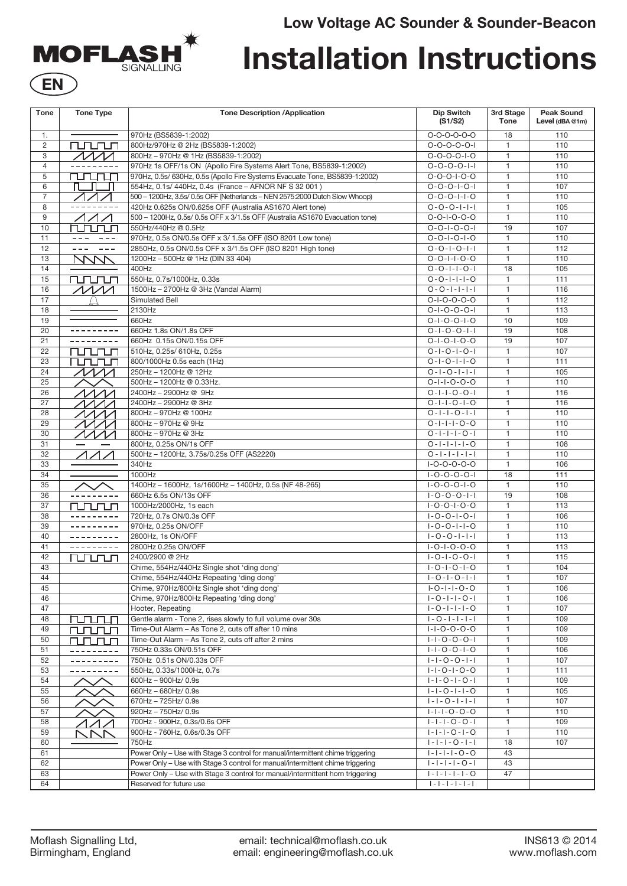# Low Voltage AC Sounder & Sounder-Beacon

MOFLASH SIGNALLING

EN

# Installation Instructions

| Tone | Tone Type | Tone Description /Application | Dip Switch (S1/S2) | 3rd Stage Tone | Peak Sound Level (dBA @1m) |
|---|---|---|---|---|---|
| 1. | | 970Hz (BS5839-1:2002) | O-O-O-O-O-O | 18 | 110 |
| 2 | | 800Hz/970Hz @ 2Hz (BS5839-1:2002) | O-O-O-O-O-I | 1 | 110 |
| 3 | | 800Hz – 970Hz @ 1Hz (BS5839-1:2002) | O-O-O-O-I-O | 1 | 110 |
| 4 | | 970Hz 1s OFF/1s ON (Apollo Fire Systems Alert Tone, BS5839-1:2002) | O-O-O-O-I-I | 1 | 110 |
| 5 | | 970Hz, 0.5s/ 630Hz, 0.5s (Apollo Fire Systems Evacuate Tone, BS5839-1:2002) | O-O-O-I-O-O | 1 | 110 |
| 6 | | 554Hz, 0.1s/ 440Hz, 0.4s (France – AFNOR NF S 32 001 ) | O-O-O-I-O-I | 1 | 107 |
| 7 | | 500 – 1200Hz, 3.5s/ 0.5s OFF (Netherlands – NEN 2575:2000 Dutch Slow Whoop) | O-O-O-I-I-O | 1 | 110 |
| 8 | | 420Hz 0.625s ON/0.625s OFF (Australia AS1670 Alert tone) | O-O-O-I-I-I | 1 | 105 |
| 9 | | 500 – 1200Hz, 0.5s/ 0.5s OFF x 3/1.5s OFF (Australia AS1670 Evacuation tone) | O-O-I-O-O-O | 1 | 110 |
| 10 | | 550Hz/440Hz @ 0.5Hz | O-O-I-O-O-I | 19 | 107 |
| 11 | | 970Hz, 0.5s ON/0.5s OFF x 3/ 1.5s OFF (ISO 8201 Low tone) | O-O-I-O-I-O | 1 | 110 |
| 12 | | 2850Hz, 0.5s ON/0.5s OFF x 3/1.5s OFF (ISO 8201 High tone) | O-O-I-O-I-I | 1 | 112 |
| 13 | | 1200Hz – 500Hz @ 1Hz (DIN 33 404) | O-O-I-I-O-O | 1 | 110 |
| 14 | | 400Hz | O-O-I-I-O-I | 18 | 105 |
| 15 | | 550Hz, 0.7s/1000Hz, 0.33s | O-O-I-I-I-O | 1 | 111 |
| 16 | | 1500Hz – 2700Hz @ 3Hz (Vandal Alarm) | O-O-I-I-I-I | 1 | 116 |
| 17 | | Simulated Bell | O-I-O-O-O-O | 1 | 112 |
| 18 | | 2130Hz | O-I-O-O-O-I | 1 | 113 |
| 19 | | 660Hz | O-I-O-O-I-O | 10 | 109 |
| 20 | | 660Hz 1.8s ON/1.8s OFF | O-I-O-O-I-I | 19 | 108 |
| 21 | | 660Hz 0.15s ON/0.15s OFF | O-I-O-I-O-O | 19 | 107 |
| 22 | | 510Hz, 0.25s/ 610Hz, 0.25s | O-I-O-I-O-I | 1 | 107 |
| 23 | | 800/1000Hz 0.5s each (1Hz) | O-I-O-I-I-O | 1 | 111 |
| 24 | | 250Hz – 1200Hz @ 12Hz | O-I-O-I-I-I | 1 | 105 |
| 25 | | 500Hz – 1200Hz @ 0.33Hz. | O-I-I-O-O-O | 1 | 110 |
| 26 | | 2400Hz – 2900Hz @ 9Hz | O-I-I-O-O-I | 1 | 116 |
| 27 | | 2400Hz – 2900Hz @ 3Hz | O-I-I-O-I-O | 1 | 116 |
| 28 | | 800Hz – 970Hz @ 100Hz | O-I-I-O-I-I | 1 | 110 |
| 29 | | 800Hz – 970Hz @ 9Hz | O-I-I-I-O-O | 1 | 110 |
| 30 | | 800Hz – 970Hz @ 3Hz | O-I-I-I-O-I | 1 | 110 |
| 31 | | 800Hz, 0.25s ON/1s OFF | O-I-I-I-I-O | 1 | 108 |
| 32 | | 500Hz – 1200Hz, 3.75s/0.25s OFF (AS2220) | O-I-I-I-I-I | 1 | 110 |
| 33 | | 340Hz | I-O-O-O-O-O | 1 | 106 |
| 34 | | 1000Hz | I-O-O-O-O-I | 18 | 111 |
| 35 | | 1400Hz – 1600Hz, 1s/1600Hz – 1400Hz, 0.5s (NF 48-265) | I-O-O-O-I-O | 1 | 110 |
| 36 | | 660Hz 6.5s ON/13s OFF | I-O-O-O-I-I | 19 | 108 |
| 37 | | 1000Hz/2000Hz, 1s each | I-O-O-I-O-O | 1 | 113 |
| 38 | | 720Hz, 0.7s ON/0.3s OFF | I-O-O-I-O-I | 1 | 106 |
| 39 | | 970Hz, 0.25s ON/OFF | I-O-O-I-I-O | 1 | 110 |
| 40 | | 2800Hz, 1s ON/OFF | I-O-O-I-I-I | 1 | 113 |
| 41 | | 2800Hz 0.25s ON/OFF | I-O-I-O-O-O | 1 | 113 |
| 42 | | 2400/2900 @ 2Hz | I-O-I-O-O-I | 1 | 115 |
| 43 | | Chime, 554Hz/440Hz Single shot 'ding dong' | I-O-I-O-I-O | 1 | 104 |
| 44 | | Chime, 554Hz/440Hz Repeating 'ding dong' | I-O-I-O-I-I | 1 | 107 |
| 45 | | Chime, 970Hz/800Hz Single shot 'ding dong' | I-O-I-I-O-O | 1 | 106 |
| 46 | | Chime, 970Hz/800Hz Repeating 'ding dong' | I-O-I-I-O-I | 1 | 106 |
| 47 | | Hooter, Repeating | I-O-I-I-I-O | 1 | 107 |
| 48 | | Gentle alarm - Tone 2, rises slowly to full volume over 30s | I-O-I-I-I-I | 1 | 109 |
| 49 | | Time-Out Alarm – As Tone 2, cuts off after 10 mins | I-I-O-O-O-O | 1 | 109 |
| 50 | | Time-Out Alarm – As Tone 2, cuts off after 2 mins | I-I-O-O-O-I | 1 | 109 |
| 51 | | 750Hz 0.33s ON/0.51s OFF | I-I-O-O-I-O | 1 | 106 |
| 52 | | 750Hz 0.51s ON/0.33s OFF | I-I-O-O-I-I | 1 | 107 |
| 53 | | 550Hz, 0.33s/1000Hz, 0.7s | I-I-O-I-O-O | 1 | 111 |
| 54 | | 600Hz – 900Hz/ 0.9s | I-I-O-I-O-I | 1 | 109 |
| 55 | | 660Hz – 680Hz/ 0.9s | I-I-O-I-I-O | 1 | 105 |
| 56 | | 670Hz – 725Hz/ 0.9s | I-I-O-I-I-I | 1 | 107 |
| 57 | | 920Hz – 750Hz/ 0.9s | I-I-I-O-O-O | 1 | 110 |
| 58 | | 700Hz - 900Hz, 0.3s/0.6s OFF | I-I-I-O-O-I | 1 | 109 |
| 59 | | 900Hz - 760Hz, 0.6s/0.3s OFF | I-I-I-O-I-O | 1 | 110 |
| 60 | | 750Hz | I-I-I-O-I-I | 18 | 107 |
| 61 | | Power Only – Use with Stage 3 control for manual/intermittent chime triggering | I-I-I-I-O-O | 43 | |
| 62 | | Power Only – Use with Stage 3 control for manual/intermittent chime triggering | I-I-I-I-O-I | 43 | |
| 63 | | Power Only – Use with Stage 3 control for manual/intermittent horn triggering | I-I-I-I-I-O | 47 | |
| 64 | | Reserved for future use | I-I-I-I-I-I | | |

Moflash Signalling Ltd,
Birmingham, England

email: technical@moflash.co.uk
email: engineering@moflash.co.uk

INS613 © 2014
www.moflash.com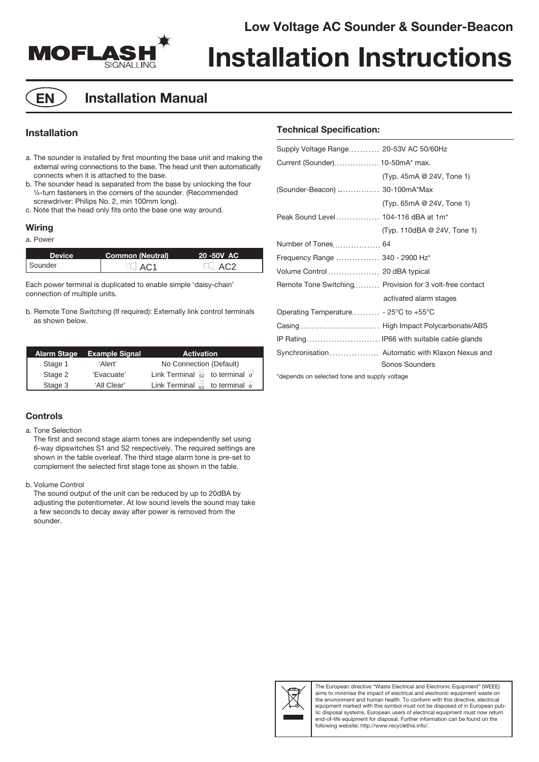Low Voltage AC Sounder & Sounder-Beacon

# Installation Instructions

MOFLASH SIGNALLING

## EN Installation Manual

### Installation

a. The sounder is installed by first mounting the base unit and making the external wring connections to the base. The head unit then automatically connects when it is attached to the base.
b. The sounder head is separated from the base by unlocking the four ¼-turn fasteners in the corners of the sounder. (Recommended screwdriver: Philips No. 2, min 100mm long).
c. Note that the head only fits onto the base one way around.

### Wiring

a. Power

| Device | Common (Neutral) | 20 -50V AC |
|---|---|---|
| Sounder | AC1 | AC2 |

Each power terminal is duplicated to enable simple 'daisy-chain' connection of multiple units.

b. Remote Tone Switching (If required): Externally link control terminals as shown below.

| Alarm Stage | Example Signal | Activation |
|---|---|---|
| Stage 1 | 'Alert' | No Connection (Default) |
| Stage 2 | 'Evacuate' | Link Terminal S2 to terminal 0 |
| Stage 3 | 'All Clear' | Link Terminal S3 to terminal 0 |

### Controls

a. Tone Selection
The first and second stage alarm tones are independently set using 6-way dipswitches S1 and S2 respectively. The required settings are shown in the table overleaf. The third stage alarm tone is pre-set to complement the selected first stage tone as shown in the table.

b. Volume Control
The sound output of the unit can be reduced by up to 20dBA by adjusting the potentiometer. At low sound levels the sound may take a few seconds to decay away after power is removed from the sounder.

### Technical Specification:

| | |
|---|---|
| Supply Voltage Range | 20-53V AC 50/60Hz |
| Current (Sounder) | 10-50mA* max. |
| | (Typ. 45mA @ 24V, Tone 1) |
| (Sounder-Beacon) | 30-100mA*Max |
| | (Typ. 65mA @ 24V, Tone 1) |
| Peak Sound Level | 104-116 dBA at 1m* |
| | (Typ. 110dBA @ 24V, Tone 1) |
| Number of Tones | 64 |
| Frequency Range | 340 - 2900 Hz* |
| Volume Control | 20 dBA typical |
| Remote Tone Switching | Provision for 3 volt-free contact activated alarm stages |
| Operating Temperature | - 25°C to +55°C |
| Casing | High Impact Polycarbonate/ABS |
| IP Rating | IP66 with suitable cable glands |
| Synchronisation | Automatic with Klaxon Nexus and Sonos Sounders |

*depends on selected tone and supply voltage

The European directive "Waste Electrical and Electronic Equipment" (WEEE) aims to minimise the impact of electrical and electronic equipment waste on the environment and human health. To conform with this directive, electrical equipment marked with this symbol must not be disposed of in European public disposal systems. European users of electrical equipment must now return end-of-life equipment for disposal. Further information can be found on the following website: http://www.recyclethis.info/.